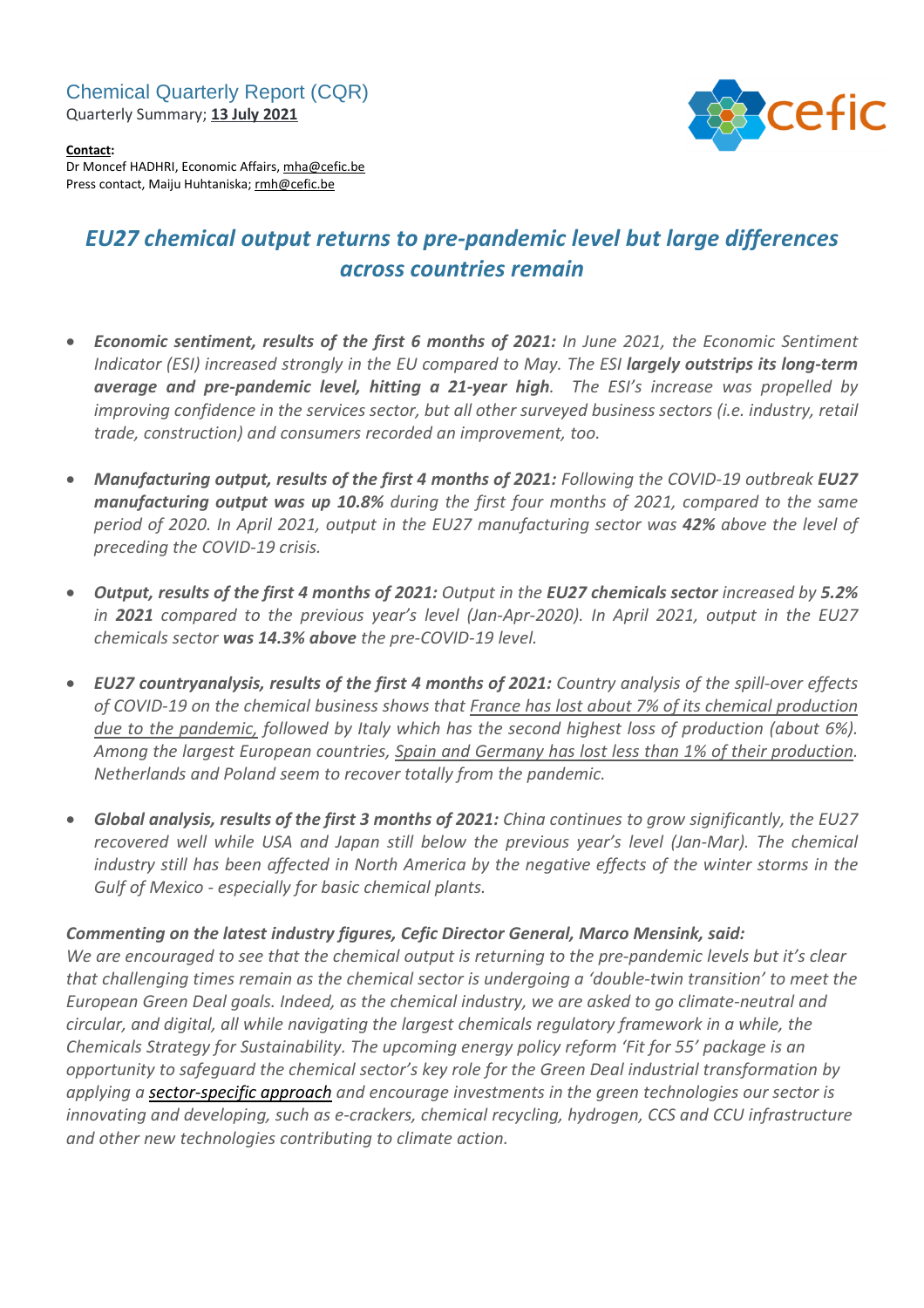Chemical Quarterly Report (CQR)

Quarterly Summary; **13 July 2021**

**Contact:**
Dr Moncef HADHRI, Economic Affairs, mha@cefic.be
Press contact, Maiju Huhtaniska; rmh@cefic.be

# *EU27 chemical output returns to pre-pandemic level but large differences across countries remain*

- ***Economic sentiment, results of the first 6 months of 2021:*** *In June 2021, the Economic Sentiment Indicator (ESI) increased strongly in the EU compared to May. The ESI **largely outstrips its long-term average and pre-pandemic level, hitting a 21-year high**. The ESI's increase was propelled by improving confidence in the services sector, but all other surveyed business sectors (i.e. industry, retail trade, construction) and consumers recorded an improvement, too.*

- ***Manufacturing output, results of the first 4 months of 2021:*** *Following the COVID-19 outbreak **EU27 manufacturing output was up 10.8%** during the first four months of 2021, compared to the same period of 2020. In April 2021, output in the EU27 manufacturing sector was **42%** above the level of preceding the COVID-19 crisis.*

- ***Output, results of the first 4 months of 2021:*** *Output in the **EU27 chemicals sector** increased by **5.2%** in **2021** compared to the previous year's level (Jan-Apr-2020). In April 2021, output in the EU27 chemicals sector **was 14.3% above** the pre-COVID-19 level.*

- ***EU27 countryanalysis, results of the first 4 months of 2021:*** *Country analysis of the spill-over effects of COVID-19 on the chemical business shows that France has lost about 7% of its chemical production due to the pandemic, followed by Italy which has the second highest loss of production (about 6%). Among the largest European countries, Spain and Germany has lost less than 1% of their production. Netherlands and Poland seem to recover totally from the pandemic.*

- ***Global analysis, results of the first 3 months of 2021:*** *China continues to grow significantly, the EU27 recovered well while USA and Japan still below the previous year's level (Jan-Mar). The chemical industry still has been affected in North America by the negative effects of the winter storms in the Gulf of Mexico - especially for basic chemical plants.*

***Commenting on the latest industry figures, Cefic Director General, Marco Mensink, said:***
*We are encouraged to see that the chemical output is returning to the pre-pandemic levels but it's clear that challenging times remain as the chemical sector is undergoing a 'double-twin transition' to meet the European Green Deal goals. Indeed, as the chemical industry, we are asked to go climate-neutral and circular, and digital, all while navigating the largest chemicals regulatory framework in a while, the Chemicals Strategy for Sustainability. The upcoming energy policy reform 'Fit for 55' package is an opportunity to safeguard the chemical sector's key role for the Green Deal industrial transformation by applying a sector-specific approach and encourage investments in the green technologies our sector is innovating and developing, such as e-crackers, chemical recycling, hydrogen, CCS and CCU infrastructure and other new technologies contributing to climate action.*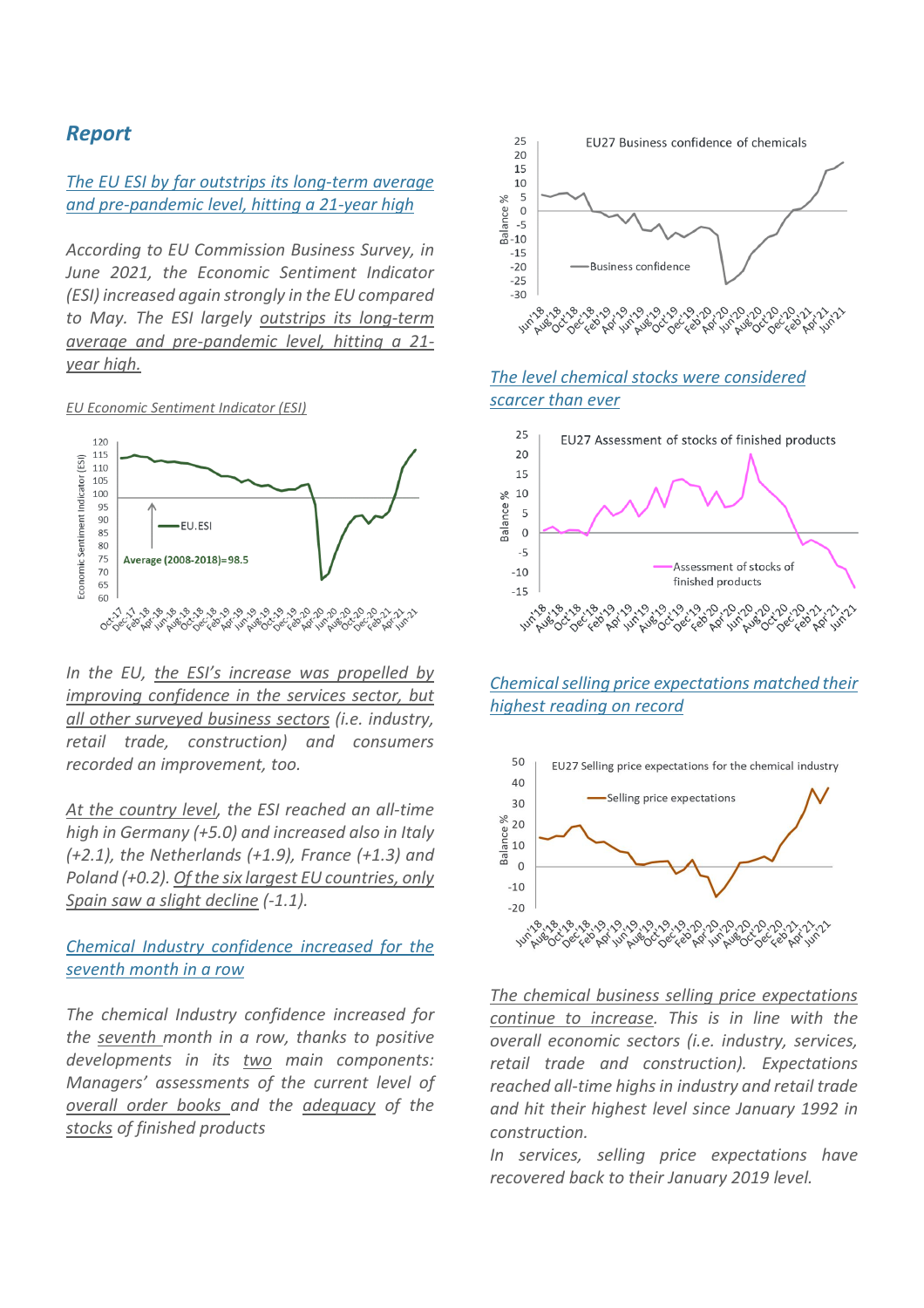## *Report*

*The EU ESI by far outstrips its long-term average and pre-pandemic level, hitting a 21-year high*

*According to EU Commission Business Survey, in June 2021, the Economic Sentiment Indicator (ESI) increased again strongly in the EU compared to May. The ESI largely outstrips its long-term average and pre-pandemic level, hitting a 21-year high.*

*EU Economic Sentiment Indicator (ESI)*

*In the EU, the ESI's increase was propelled by improving confidence in the services sector, but all other surveyed business sectors (i.e. industry, retail trade, construction) and consumers recorded an improvement, too.*

*At the country level, the ESI reached an all-time high in Germany (+5.0) and increased also in Italy (+2.1), the Netherlands (+1.9), France (+1.3) and Poland (+0.2). Of the six largest EU countries, only Spain saw a slight decline (-1.1).*

*Chemical Industry confidence increased for the seventh month in a row*

*The chemical Industry confidence increased for the seventh month in a row, thanks to positive developments in its two main components: Managers' assessments of the current level of overall order books and the adequacy of the stocks of finished products*

*The level chemical stocks were considered scarcer than ever*

*Chemical selling price expectations matched their highest reading on record*

*The chemical business selling price expectations continue to increase. This is in line with the overall economic sectors (i.e. industry, services, retail trade and construction). Expectations reached all-time highs in industry and retail trade and hit their highest level since January 1992 in construction.*

*In services, selling price expectations have recovered back to their January 2019 level.*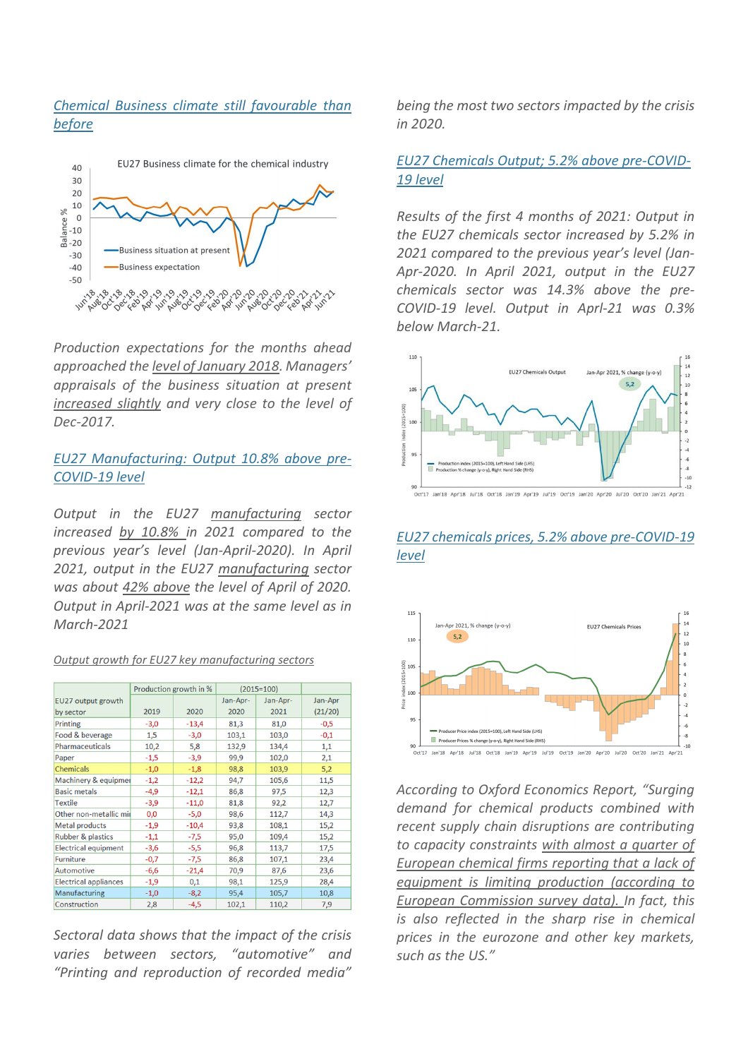## *[Chemical Business climate still favourable than before](#)*

*Production expectations for the months ahead approached the level of January 2018. Managers' appraisals of the business situation at present increased slightly and very close to the level of Dec-2017.*

## *EU27 Manufacturing: Output 10.8% above pre-COVID-19 level*

*Output in the EU27 manufacturing sector increased by 10.8% in 2021 compared to the previous year's level (Jan-April-2020). In April 2021, output in the EU27 manufacturing sector was about 42% above the level of April of 2020. Output in April-2021 was at the same level as in March-2021*

*Output growth for EU27 key manufacturing sectors*

| EU27 output growth by sector | Production growth in % | | (2015=100) | | |
|---|---|---|---|---|---|
| | 2019 | 2020 | Jan-Apr-2020 | Jan-Apr-2021 | Jan-Apr (21/20) |
| Printing | -3,0 | -13,4 | 81,3 | 81,0 | -0,5 |
| Food & beverage | 1,5 | -3,0 | 103,1 | 103,0 | -0,1 |
| Pharmaceuticals | 10,2 | 5,8 | 132,9 | 134,4 | 1,1 |
| Paper | -1,5 | -3,9 | 99,9 | 102,0 | 2,1 |
| Chemicals | -1,0 | -1,8 | 98,8 | 103,9 | 5,2 |
| Machinery & equipmen | -1,2 | -12,2 | 94,7 | 105,6 | 11,5 |
| Basic metals | -4,9 | -12,1 | 86,8 | 97,5 | 12,3 |
| Textile | -3,9 | -11,0 | 81,8 | 92,2 | 12,7 |
| Other non-metallic min | 0,0 | -5,0 | 98,6 | 112,7 | 14,3 |
| Metal products | -1,9 | -10,4 | 93,8 | 108,1 | 15,2 |
| Rubber & plastics | -1,1 | -7,5 | 95,0 | 109,4 | 15,2 |
| Electrical equipment | -3,6 | -5,5 | 96,8 | 113,7 | 17,5 |
| Furniture | -0,7 | -7,5 | 86,8 | 107,1 | 23,4 |
| Automotive | -6,6 | -21,4 | 70,9 | 87,6 | 23,6 |
| Electrical appliances | -1,9 | 0,1 | 98,1 | 125,9 | 28,4 |
| Manufacturing | -1,0 | -8,2 | 95,4 | 105,7 | 10,8 |
| Construction | 2,8 | -4,5 | 102,1 | 110,2 | 7,9 |

*Sectoral data shows that the impact of the crisis varies between sectors, "automotive" and "Printing and reproduction of recorded media" being the most two sectors impacted by the crisis in 2020.*

## *EU27 Chemicals Output; 5.2% above pre-COVID-19 level*

*Results of the first 4 months of 2021: Output in the EU27 chemicals sector increased by 5.2% in 2021 compared to the previous year's level (Jan-Apr-2020. In April 2021, output in the EU27 chemicals sector was 14.3% above the pre-COVID-19 level. Output in Aprl-21 was 0.3% below March-21.*

## *EU27 chemicals prices, 5.2% above pre-COVID-19 level*

*According to Oxford Economics Report, "Surging demand for chemical products combined with recent supply chain disruptions are contributing to capacity constraints with almost a quarter of European chemical firms reporting that a lack of equipment is limiting production (according to European Commission survey data). In fact, this is also reflected in the sharp rise in chemical prices in the eurozone and other key markets, such as the US."*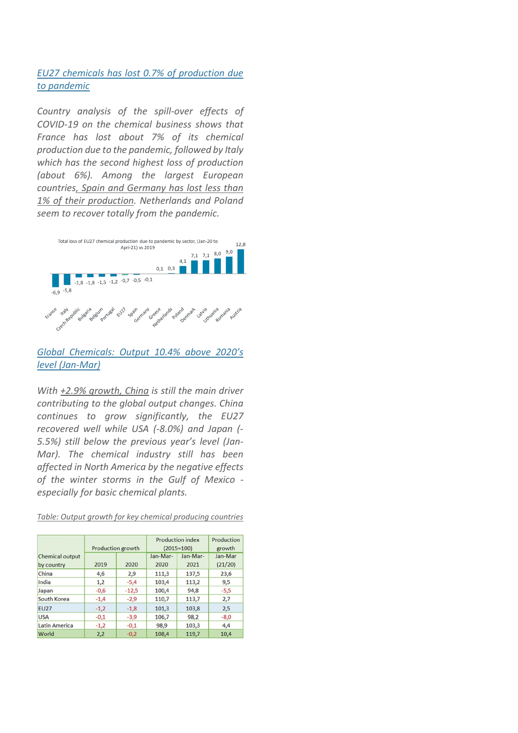## *EU27 chemicals has lost 0.7% of production due to pandemic*

*Country analysis of the spill-over effects of COVID-19 on the chemical business shows that France has lost about 7% of its chemical production due to the pandemic, followed by Italy which has the second highest loss of production (about 6%). Among the largest European countries, Spain and Germany has lost less than 1% of their production. Netherlands and Poland seem to recover totally from the pandemic.*

Total loss of EU27 chemical production due to pandemic by sector, (Jan-20 to Apri-21) vs 2019

-6,9 -5,8 -1,8 -1,8 -1,5 -1,2 -0,7 -0,5 -0,1 0,1 0,3 4,1 7,1 7,1 8,0 9,0 12,8

France, Italy, Czech Republic, Bulgaria, Belgium, Portugal, EU27, Spain, Germany, Greece, Netherlands, Poland, Denmark, Latvia, Lithuania, Romania, Austria

## *Global Chemicals: Output 10.4% above 2020's level (Jan-Mar)*

*With +2.9% growth, China is still the main driver contributing to the global output changes. China continues to grow significantly, the EU27 recovered well while USA (-8.0%) and Japan (-5.5%) still below the previous year's level (Jan-Mar). The chemical industry still has been affected in North America by the negative effects of the winter storms in the Gulf of Mexico - especially for basic chemical plants.*

*Table: Output growth for key chemical producing countries*

| Chemical output by country | Production growth | | Production index (2015=100) | | Production growth |
|---|---|---|---|---|---|
| | 2019 | 2020 | Jan-Mar-2020 | Jan-Mar-2021 | Jan-Mar (21/20) |
| China | 4,6 | 2,9 | 111,3 | 137,5 | 23,6 |
| India | 1,2 | -5,4 | 103,4 | 113,2 | 9,5 |
| Japan | -0,6 | -12,5 | 100,4 | 94,8 | -5,5 |
| South Korea | -1,4 | -2,9 | 110,7 | 113,7 | 2,7 |
| EU27 | -1,2 | -1,8 | 101,3 | 103,8 | 2,5 |
| USA | -0,1 | -3,9 | 106,7 | 98,2 | -8,0 |
| Latin America | -1,2 | -0,1 | 98,9 | 103,3 | 4,4 |
| World | 2,2 | -0,2 | 108,4 | 119,7 | 10,4 |